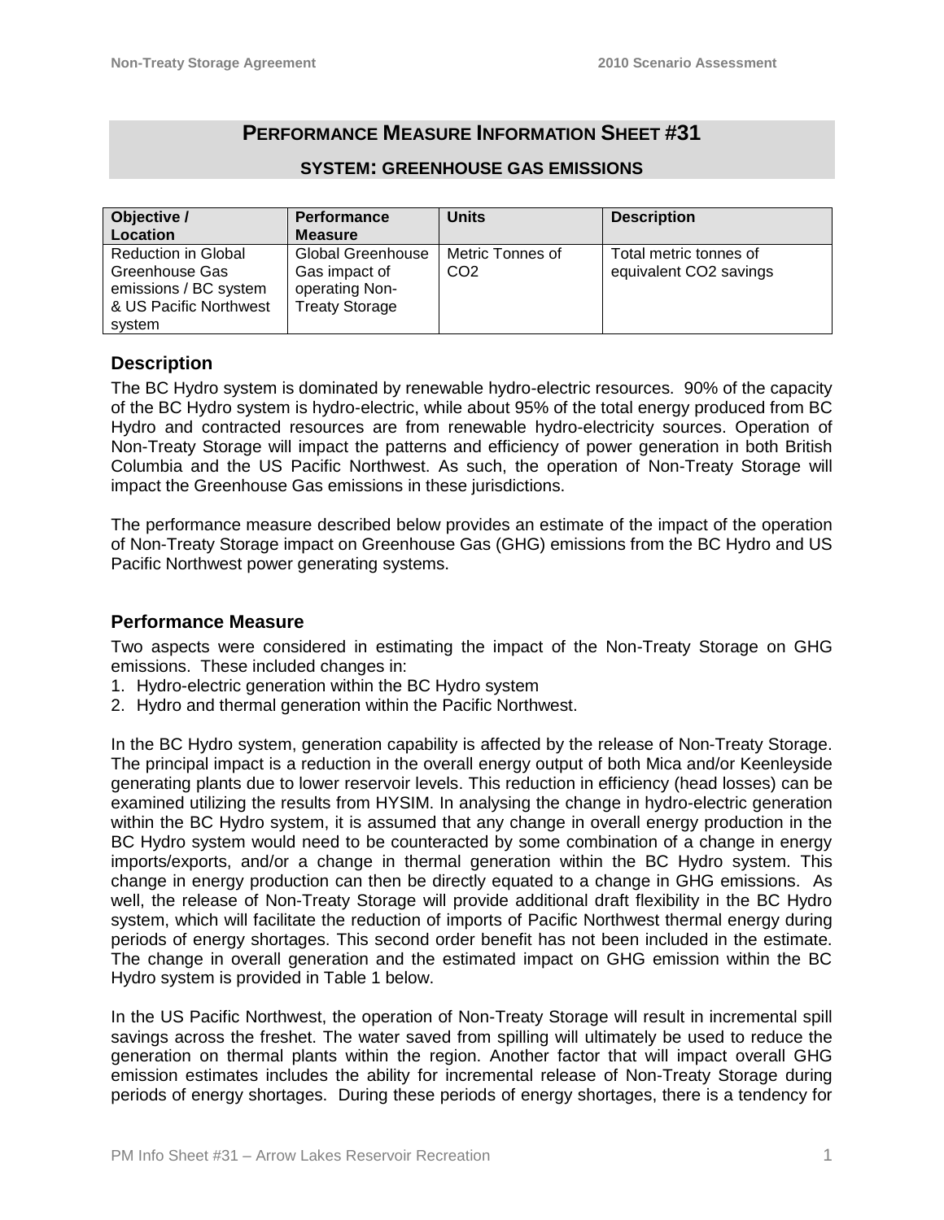# PERFORMANCE MEASURE INFORMATION SHEET #31

## SYSTEM: GREENHOUSE GAS EMISSIONS

| Objective / Location | Performance Measure | Units | Description |
|---|---|---|---|
| Reduction in Global Greenhouse Gas emissions / BC system & US Pacific Northwest system | Global Greenhouse Gas impact of operating Non-Treaty Storage | Metric Tonnes of $CO_2$ | Total metric tonnes of equivalent $CO_2$ savings |

### Description

The BC Hydro system is dominated by renewable hydro-electric resources. 90% of the capacity of the BC Hydro system is hydro-electric, while about 95% of the total energy produced from BC Hydro and contracted resources are from renewable hydro-electricity sources. Operation of Non-Treaty Storage will impact the patterns and efficiency of power generation in both British Columbia and the US Pacific Northwest. As such, the operation of Non-Treaty Storage will impact the Greenhouse Gas emissions in these jurisdictions.

The performance measure described below provides an estimate of the impact of the operation of Non-Treaty Storage impact on Greenhouse Gas (GHG) emissions from the BC Hydro and US Pacific Northwest power generating systems.

### Performance Measure

Two aspects were considered in estimating the impact of the Non-Treaty Storage on GHG emissions. These included changes in:

1. Hydro-electric generation within the BC Hydro system
2. Hydro and thermal generation within the Pacific Northwest.

In the BC Hydro system, generation capability is affected by the release of Non-Treaty Storage. The principal impact is a reduction in the overall energy output of both Mica and/or Keenleyside generating plants due to lower reservoir levels. This reduction in efficiency (head losses) can be examined utilizing the results from HYSIM. In analysing the change in hydro-electric generation within the BC Hydro system, it is assumed that any change in overall energy production in the BC Hydro system would need to be counteracted by some combination of a change in energy imports/exports, and/or a change in thermal generation within the BC Hydro system. This change in energy production can then be directly equated to a change in GHG emissions. As well, the release of Non-Treaty Storage will provide additional draft flexibility in the BC Hydro system, which will facilitate the reduction of imports of Pacific Northwest thermal energy during periods of energy shortages. This second order benefit has not been included in the estimate. The change in overall generation and the estimated impact on GHG emission within the BC Hydro system is provided in Table 1 below.

In the US Pacific Northwest, the operation of Non-Treaty Storage will result in incremental spill savings across the freshet. The water saved from spilling will ultimately be used to reduce the generation on thermal plants within the region. Another factor that will impact overall GHG emission estimates includes the ability for incremental release of Non-Treaty Storage during periods of energy shortages. During these periods of energy shortages, there is a tendency for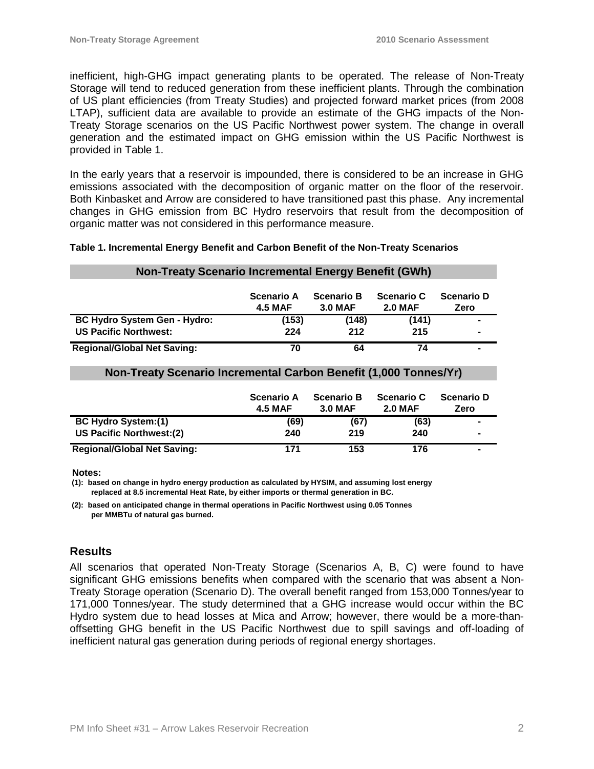inefficient, high-GHG impact generating plants to be operated. The release of Non-Treaty Storage will tend to reduced generation from these inefficient plants. Through the combination of US plant efficiencies (from Treaty Studies) and projected forward market prices (from 2008 LTAP), sufficient data are available to provide an estimate of the GHG impacts of the Non-Treaty Storage scenarios on the US Pacific Northwest power system. The change in overall generation and the estimated impact on GHG emission within the US Pacific Northwest is provided in Table 1.

In the early years that a reservoir is impounded, there is considered to be an increase in GHG emissions associated with the decomposition of organic matter on the floor of the reservoir. Both Kinbasket and Arrow are considered to have transitioned past this phase. Any incremental changes in GHG emission from BC Hydro reservoirs that result from the decomposition of organic matter was not considered in this performance measure.

**Table 1. Incremental Energy Benefit and Carbon Benefit of the Non-Treaty Scenarios**

**Non-Treaty Scenario Incremental Energy Benefit (GWh)**

| | Scenario A 4.5 MAF | Scenario B 3.0 MAF | Scenario C 2.0 MAF | Scenario D Zero |
|---|---|---|---|---|
| **BC Hydro System Gen - Hydro:** | (153) | (148) | (141) | - |
| **US Pacific Northwest:** | 224 | 212 | 215 | - |
| **Regional/Global Net Saving:** | 70 | 64 | 74 | - |

**Non-Treaty Scenario Incremental Carbon Benefit (1,000 Tonnes/Yr)**

| | Scenario A 4.5 MAF | Scenario B 3.0 MAF | Scenario C 2.0 MAF | Scenario D Zero |
|---|---|---|---|---|
| **BC Hydro System:(1)** | (69) | (67) | (63) | - |
| **US Pacific Northwest:(2)** | 240 | 219 | 240 | - |
| **Regional/Global Net Saving:** | 171 | 153 | 176 | - |

**Notes:**

**(1): based on change in hydro energy production as calculated by HYSIM, and assuming lost energy replaced at 8.5 incremental Heat Rate, by either imports or thermal generation in BC.**

**(2): based on anticipated change in thermal operations in Pacific Northwest using 0.05 Tonnes per MMBTu of natural gas burned.**

## Results

All scenarios that operated Non-Treaty Storage (Scenarios A, B, C) were found to have significant GHG emissions benefits when compared with the scenario that was absent a Non-Treaty Storage operation (Scenario D). The overall benefit ranged from 153,000 Tonnes/year to 171,000 Tonnes/year. The study determined that a GHG increase would occur within the BC Hydro system due to head losses at Mica and Arrow; however, there would be a more-than-offsetting GHG benefit in the US Pacific Northwest due to spill savings and off-loading of inefficient natural gas generation during periods of regional energy shortages.